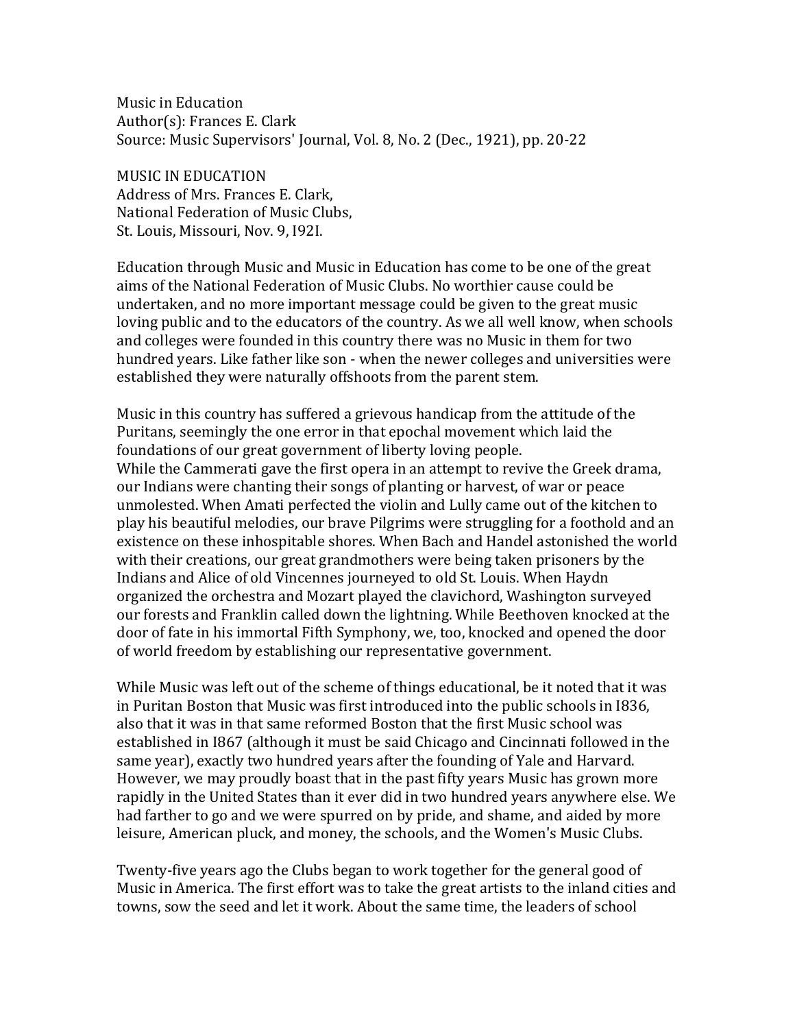Music in Education
Author(s): Frances E. Clark
Source: Music Supervisors' Journal, Vol. 8, No. 2 (Dec., 1921), pp. 20-22

# MUSIC IN EDUCATION

Address of Mrs. Frances E. Clark,
National Federation of Music Clubs,
St. Louis, Missouri, Nov. 9, I92I.

Education through Music and Music in Education has come to be one of the great aims of the National Federation of Music Clubs. No worthier cause could be undertaken, and no more important message could be given to the great music loving public and to the educators of the country. As we all well know, when schools and colleges were founded in this country there was no Music in them for two hundred years. Like father like son - when the newer colleges and universities were established they were naturally offshoots from the parent stem.

Music in this country has suffered a grievous handicap from the attitude of the Puritans, seemingly the one error in that epochal movement which laid the foundations of our great government of liberty loving people.
While the Cammerati gave the first opera in an attempt to revive the Greek drama, our Indians were chanting their songs of planting or harvest, of war or peace unmolested. When Amati perfected the violin and Lully came out of the kitchen to play his beautiful melodies, our brave Pilgrims were struggling for a foothold and an existence on these inhospitable shores. When Bach and Handel astonished the world with their creations, our great grandmothers were being taken prisoners by the Indians and Alice of old Vincennes journeyed to old St. Louis. When Haydn organized the orchestra and Mozart played the clavichord, Washington surveyed our forests and Franklin called down the lightning. While Beethoven knocked at the door of fate in his immortal Fifth Symphony, we, too, knocked and opened the door of world freedom by establishing our representative government.

While Music was left out of the scheme of things educational, be it noted that it was in Puritan Boston that Music was first introduced into the public schools in I836, also that it was in that same reformed Boston that the first Music school was established in I867 (although it must be said Chicago and Cincinnati followed in the same year), exactly two hundred years after the founding of Yale and Harvard. However, we may proudly boast that in the past fifty years Music has grown more rapidly in the United States than it ever did in two hundred years anywhere else. We had farther to go and we were spurred on by pride, and shame, and aided by more leisure, American pluck, and money, the schools, and the Women's Music Clubs.

Twenty-five years ago the Clubs began to work together for the general good of Music in America. The first effort was to take the great artists to the inland cities and towns, sow the seed and let it work. About the same time, the leaders of school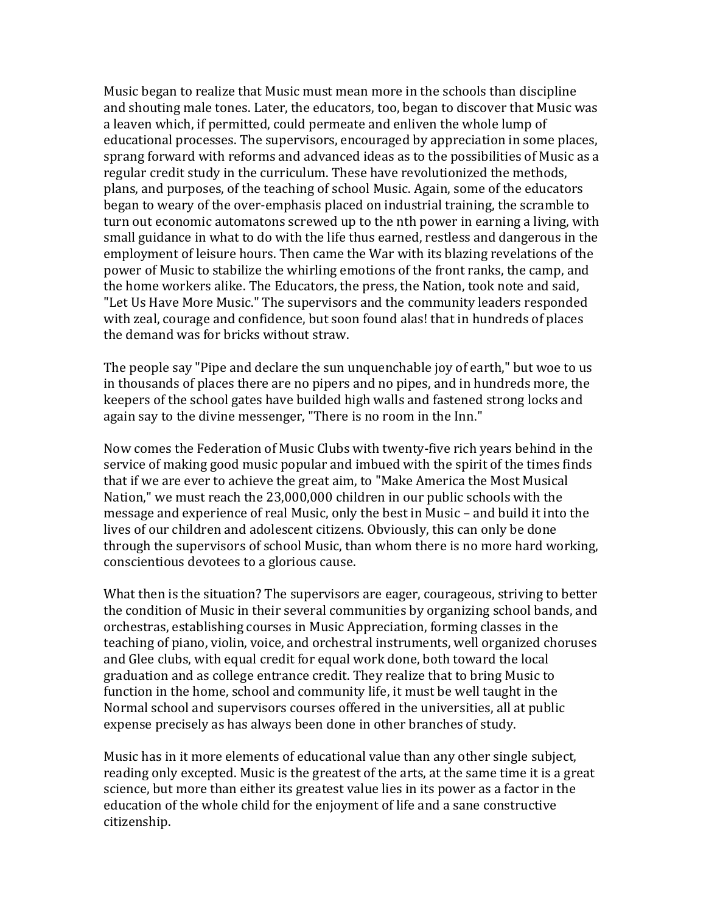Music began to realize that Music must mean more in the schools than discipline and shouting male tones. Later, the educators, too, began to discover that Music was a leaven which, if permitted, could permeate and enliven the whole lump of educational processes. The supervisors, encouraged by appreciation in some places, sprang forward with reforms and advanced ideas as to the possibilities of Music as a regular credit study in the curriculum. These have revolutionized the methods, plans, and purposes, of the teaching of school Music. Again, some of the educators began to weary of the over-emphasis placed on industrial training, the scramble to turn out economic automatons screwed up to the nth power in earning a living, with small guidance in what to do with the life thus earned, restless and dangerous in the employment of leisure hours. Then came the War with its blazing revelations of the power of Music to stabilize the whirling emotions of the front ranks, the camp, and the home workers alike. The Educators, the press, the Nation, took note and said, "Let Us Have More Music." The supervisors and the community leaders responded with zeal, courage and confidence, but soon found alas! that in hundreds of places the demand was for bricks without straw.

The people say "Pipe and declare the sun unquenchable joy of earth," but woe to us in thousands of places there are no pipers and no pipes, and in hundreds more, the keepers of the school gates have builded high walls and fastened strong locks and again say to the divine messenger, "There is no room in the Inn."

Now comes the Federation of Music Clubs with twenty-five rich years behind in the service of making good music popular and imbued with the spirit of the times finds that if we are ever to achieve the great aim, to "Make America the Most Musical Nation," we must reach the 23,000,000 children in our public schools with the message and experience of real Music, only the best in Music – and build it into the lives of our children and adolescent citizens. Obviously, this can only be done through the supervisors of school Music, than whom there is no more hard working, conscientious devotees to a glorious cause.

What then is the situation? The supervisors are eager, courageous, striving to better the condition of Music in their several communities by organizing school bands, and orchestras, establishing courses in Music Appreciation, forming classes in the teaching of piano, violin, voice, and orchestral instruments, well organized choruses and Glee clubs, with equal credit for equal work done, both toward the local graduation and as college entrance credit. They realize that to bring Music to function in the home, school and community life, it must be well taught in the Normal school and supervisors courses offered in the universities, all at public expense precisely as has always been done in other branches of study.

Music has in it more elements of educational value than any other single subject, reading only excepted. Music is the greatest of the arts, at the same time it is a great science, but more than either its greatest value lies in its power as a factor in the education of the whole child for the enjoyment of life and a sane constructive citizenship.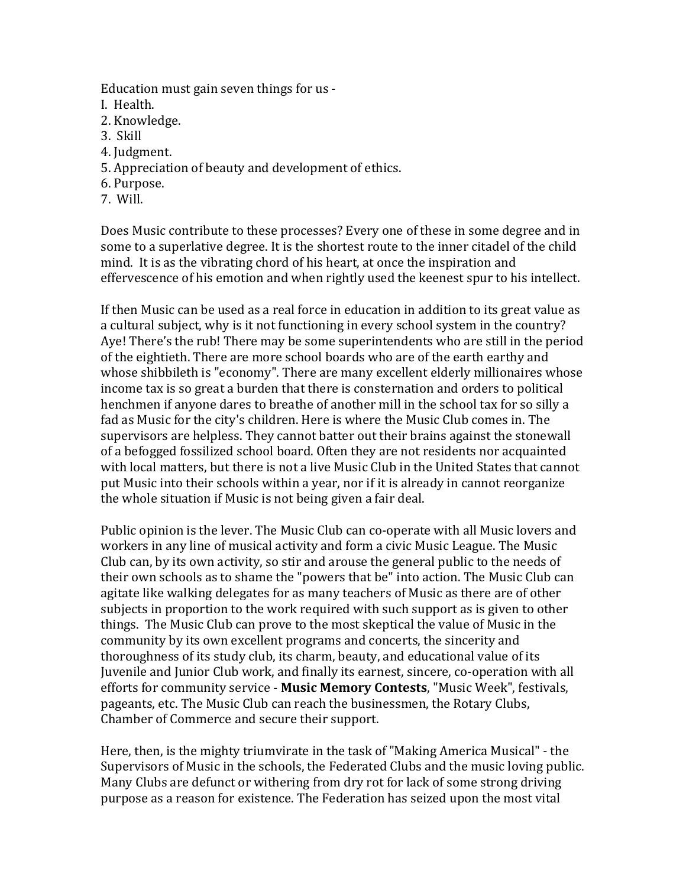Education must gain seven things for us -

I. Health.
2. Knowledge.
3. Skill
4. Judgment.
5. Appreciation of beauty and development of ethics.
6. Purpose.
7. Will.

Does Music contribute to these processes? Every one of these in some degree and in some to a superlative degree. It is the shortest route to the inner citadel of the child mind. It is as the vibrating chord of his heart, at once the inspiration and effervescence of his emotion and when rightly used the keenest spur to his intellect.

If then Music can be used as a real force in education in addition to its great value as a cultural subject, why is it not functioning in every school system in the country? Aye! There's the rub! There may be some superintendents who are still in the period of the eightieth. There are more school boards who are of the earth earthy and whose shibbileth is "economy". There are many excellent elderly millionaires whose income tax is so great a burden that there is consternation and orders to political henchmen if anyone dares to breathe of another mill in the school tax for so silly a fad as Music for the city's children. Here is where the Music Club comes in. The supervisors are helpless. They cannot batter out their brains against the stonewall of a befogged fossilized school board. Often they are not residents nor acquainted with local matters, but there is not a live Music Club in the United States that cannot put Music into their schools within a year, nor if it is already in cannot reorganize the whole situation if Music is not being given a fair deal.

Public opinion is the lever. The Music Club can co-operate with all Music lovers and workers in any line of musical activity and form a civic Music League. The Music Club can, by its own activity, so stir and arouse the general public to the needs of their own schools as to shame the "powers that be" into action. The Music Club can agitate like walking delegates for as many teachers of Music as there are of other subjects in proportion to the work required with such support as is given to other things. The Music Club can prove to the most skeptical the value of Music in the community by its own excellent programs and concerts, the sincerity and thoroughness of its study club, its charm, beauty, and educational value of its Juvenile and Junior Club work, and finally its earnest, sincere, co-operation with all efforts for community service - **Music Memory Contests**, "Music Week", festivals, pageants, etc. The Music Club can reach the businessmen, the Rotary Clubs, Chamber of Commerce and secure their support.

Here, then, is the mighty triumvirate in the task of "Making America Musical" - the Supervisors of Music in the schools, the Federated Clubs and the music loving public. Many Clubs are defunct or withering from dry rot for lack of some strong driving purpose as a reason for existence. The Federation has seized upon the most vital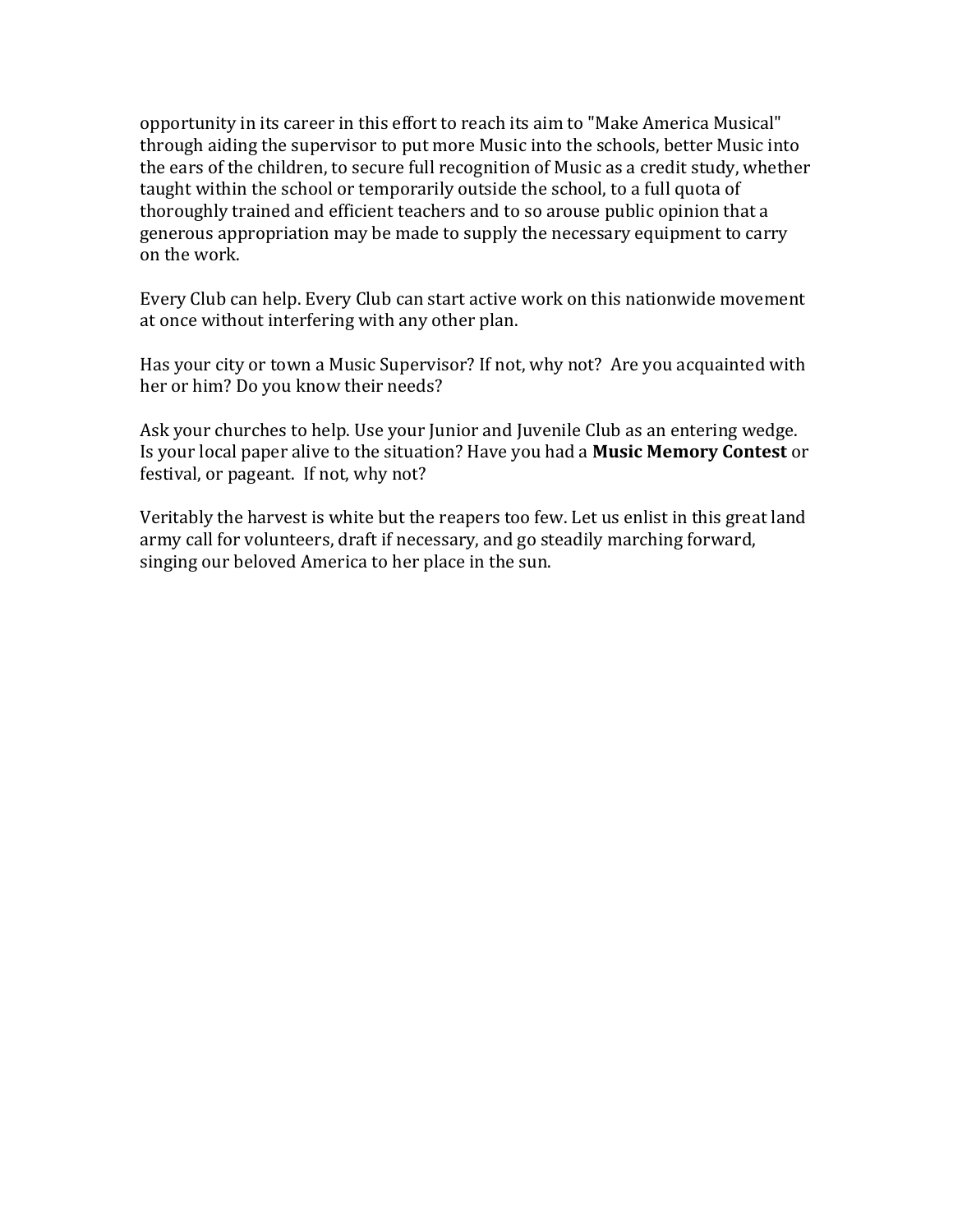opportunity in its career in this effort to reach its aim to "Make America Musical" through aiding the supervisor to put more Music into the schools, better Music into the ears of the children, to secure full recognition of Music as a credit study, whether taught within the school or temporarily outside the school, to a full quota of thoroughly trained and efficient teachers and to so arouse public opinion that a generous appropriation may be made to supply the necessary equipment to carry on the work.

Every Club can help. Every Club can start active work on this nationwide movement at once without interfering with any other plan.

Has your city or town a Music Supervisor? If not, why not? Are you acquainted with her or him? Do you know their needs?

Ask your churches to help. Use your Junior and Juvenile Club as an entering wedge. Is your local paper alive to the situation? Have you had a **Music Memory Contest** or festival, or pageant. If not, why not?

Veritably the harvest is white but the reapers too few. Let us enlist in this great land army call for volunteers, draft if necessary, and go steadily marching forward, singing our beloved America to her place in the sun.